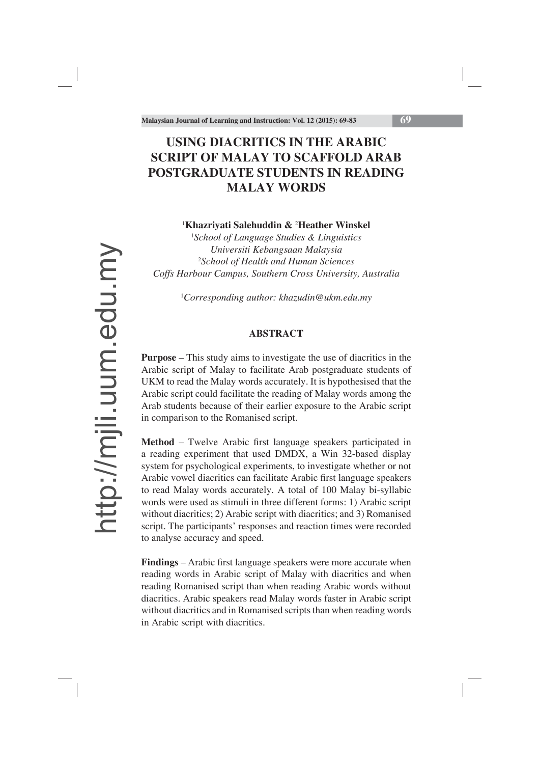# USING DIACRITICS IN THE ARABIC SCRIPT OF MALAY TO SCAFFOLD ARAB POSTGRADUATE STUDENTS IN READING MALAY WORDS

[1]**Khazriyati Salehuddin** & [2]**Heather Winskel**

[1]*School of Language Studies & Linguistics*
*Universiti Kebangsaan Malaysia*
[2]*School of Health and Human Sciences*
*Coffs Harbour Campus, Southern Cross University, Australia*

[1]*Corresponding author: khazudin@ukm.edu.my*

## ABSTRACT

**Purpose** – This study aims to investigate the use of diacritics in the Arabic script of Malay to facilitate Arab postgraduate students of UKM to read the Malay words accurately. It is hypothesised that the Arabic script could facilitate the reading of Malay words among the Arab students because of their earlier exposure to the Arabic script in comparison to the Romanised script.

**Method** – Twelve Arabic first language speakers participated in a reading experiment that used DMDX, a Win 32-based display system for psychological experiments, to investigate whether or not Arabic vowel diacritics can facilitate Arabic first language speakers to read Malay words accurately. A total of 100 Malay bi-syllabic words were used as stimuli in three different forms: 1) Arabic script without diacritics; 2) Arabic script with diacritics; and 3) Romanised script. The participants' responses and reaction times were recorded to analyse accuracy and speed.

**Findings** – Arabic first language speakers were more accurate when reading words in Arabic script of Malay with diacritics and when reading Romanised script than when reading Arabic words without diacritics. Arabic speakers read Malay words faster in Arabic script without diacritics and in Romanised scripts than when reading words in Arabic script with diacritics.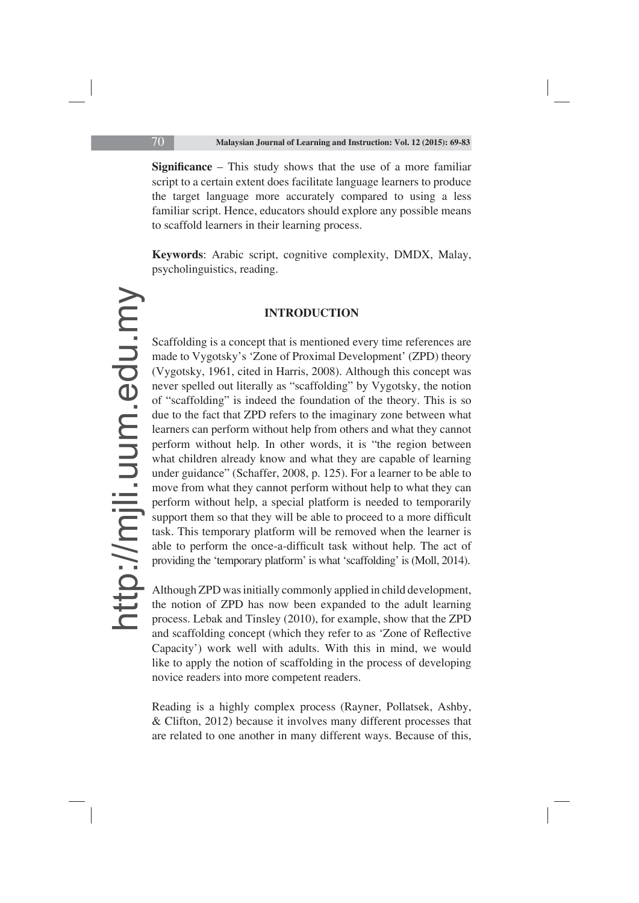**Significance** – This study shows that the use of a more familiar script to a certain extent does facilitate language learners to produce the target language more accurately compared to using a less familiar script. Hence, educators should explore any possible means to scaffold learners in their learning process.

**Keywords**: Arabic script, cognitive complexity, DMDX, Malay, psycholinguistics, reading.

## INTRODUCTION

Scaffolding is a concept that is mentioned every time references are made to Vygotsky's 'Zone of Proximal Development' (ZPD) theory (Vygotsky, 1961, cited in Harris, 2008). Although this concept was never spelled out literally as "scaffolding" by Vygotsky, the notion of "scaffolding" is indeed the foundation of the theory. This is so due to the fact that ZPD refers to the imaginary zone between what learners can perform without help from others and what they cannot perform without help. In other words, it is "the region between what children already know and what they are capable of learning under guidance" (Schaffer, 2008, p. 125). For a learner to be able to move from what they cannot perform without help to what they can perform without help, a special platform is needed to temporarily support them so that they will be able to proceed to a more difficult task. This temporary platform will be removed when the learner is able to perform the once-a-difficult task without help. The act of providing the 'temporary platform' is what 'scaffolding' is (Moll, 2014).

Although ZPD was initially commonly applied in child development, the notion of ZPD has now been expanded to the adult learning process. Lebak and Tinsley (2010), for example, show that the ZPD and scaffolding concept (which they refer to as 'Zone of Reflective Capacity') work well with adults. With this in mind, we would like to apply the notion of scaffolding in the process of developing novice readers into more competent readers.

Reading is a highly complex process (Rayner, Pollatsek, Ashby, & Clifton, 2012) because it involves many different processes that are related to one another in many different ways. Because of this,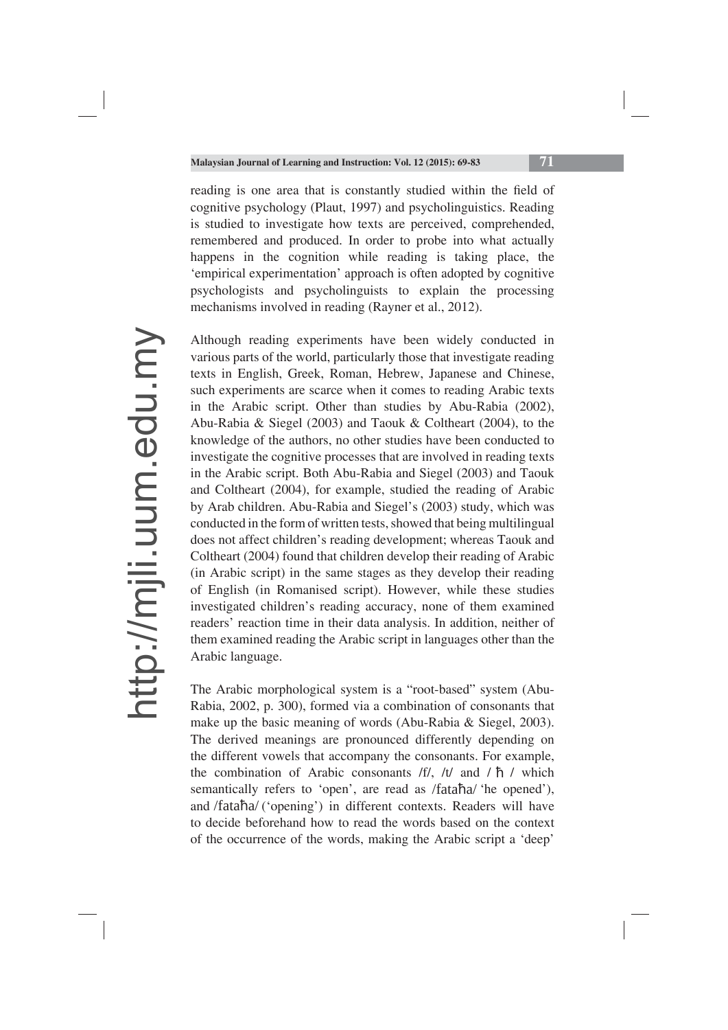reading is one area that is constantly studied within the field of cognitive psychology (Plaut, 1997) and psycholinguistics. Reading is studied to investigate how texts are perceived, comprehended, remembered and produced. In order to probe into what actually happens in the cognition while reading is taking place, the 'empirical experimentation' approach is often adopted by cognitive psychologists and psycholinguists to explain the processing mechanisms involved in reading (Rayner et al., 2012).

Although reading experiments have been widely conducted in various parts of the world, particularly those that investigate reading texts in English, Greek, Roman, Hebrew, Japanese and Chinese, such experiments are scarce when it comes to reading Arabic texts in the Arabic script. Other than studies by Abu-Rabia (2002), Abu-Rabia & Siegel (2003) and Taouk & Coltheart (2004), to the knowledge of the authors, no other studies have been conducted to investigate the cognitive processes that are involved in reading texts in the Arabic script. Both Abu-Rabia and Siegel (2003) and Taouk and Coltheart (2004), for example, studied the reading of Arabic by Arab children. Abu-Rabia and Siegel's (2003) study, which was conducted in the form of written tests, showed that being multilingual does not affect children's reading development; whereas Taouk and Coltheart (2004) found that children develop their reading of Arabic (in Arabic script) in the same stages as they develop their reading of English (in Romanised script). However, while these studies investigated children's reading accuracy, none of them examined readers' reaction time in their data analysis. In addition, neither of them examined reading the Arabic script in languages other than the Arabic language.

The Arabic morphological system is a "root-based" system (Abu-Rabia, 2002, p. 300), formed via a combination of consonants that make up the basic meaning of words (Abu-Rabia & Siegel, 2003). The derived meanings are pronounced differently depending on the different vowels that accompany the consonants. For example, the combination of Arabic consonants /f/, /t/ and / ħ / which semantically refers to 'open', are read as /fataħa/ 'he opened'), and /fataħa/ ('opening') in different contexts. Readers will have to decide beforehand how to read the words based on the context of the occurrence of the words, making the Arabic script a 'deep'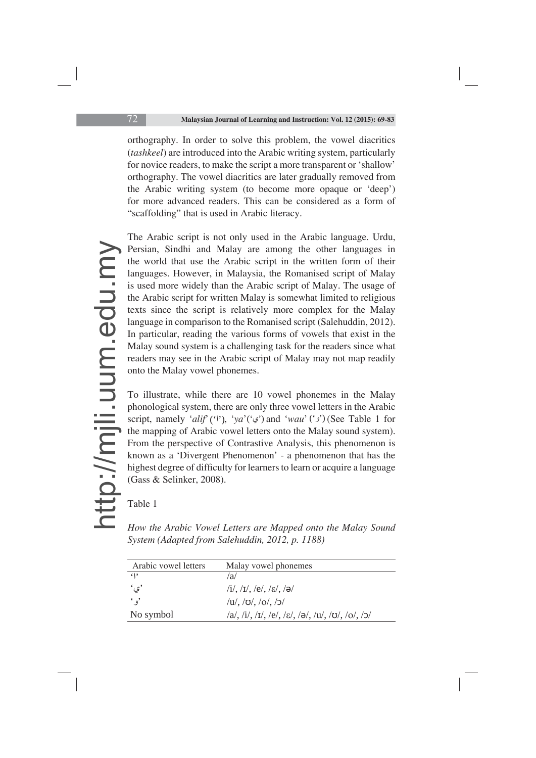orthography. In order to solve this problem, the vowel diacritics (*tashkeel*) are introduced into the Arabic writing system, particularly for novice readers, to make the script a more transparent or 'shallow' orthography. The vowel diacritics are later gradually removed from the Arabic writing system (to become more opaque or 'deep') for more advanced readers. This can be considered as a form of "scaffolding" that is used in Arabic literacy.

The Arabic script is not only used in the Arabic language. Urdu, Persian, Sindhi and Malay are among the other languages in the world that use the Arabic script in the written form of their languages. However, in Malaysia, the Romanised script of Malay is used more widely than the Arabic script of Malay. The usage of the Arabic script for written Malay is somewhat limited to religious texts since the script is relatively more complex for the Malay language in comparison to the Romanised script (Salehuddin, 2012). In particular, reading the various forms of vowels that exist in the Malay sound system is a challenging task for the readers since what readers may see in the Arabic script of Malay may not map readily onto the Malay vowel phonemes.

To illustrate, while there are 10 vowel phonemes in the Malay phonological system, there are only three vowel letters in the Arabic script, namely '*alif*' ('ا'), '*ya*' ('ي') and '*wau*' ('و') (See Table 1 for the mapping of Arabic vowel letters onto the Malay sound system). From the perspective of Contrastive Analysis, this phenomenon is known as a 'Divergent Phenomenon' - a phenomenon that has the highest degree of difficulty for learners to learn or acquire a language (Gass & Selinker, 2008).

Table 1

*How the Arabic Vowel Letters are Mapped onto the Malay Sound System (Adapted from Salehuddin, 2012, p. 1188)*

| Arabic vowel letters | Malay vowel phonemes |
|---|---|
| 'ا' | /a/ |
| 'ي' | /i/, /ɪ/, /e/, /ɛ/, /ə/ |
| 'و' | /u/, /ʊ/, /o/, /ɔ/ |
| No symbol | /a/, /i/, /ɪ/, /e/, /ɛ/, /ə/, /u/, /ʊ/, /o/, /ɔ/ |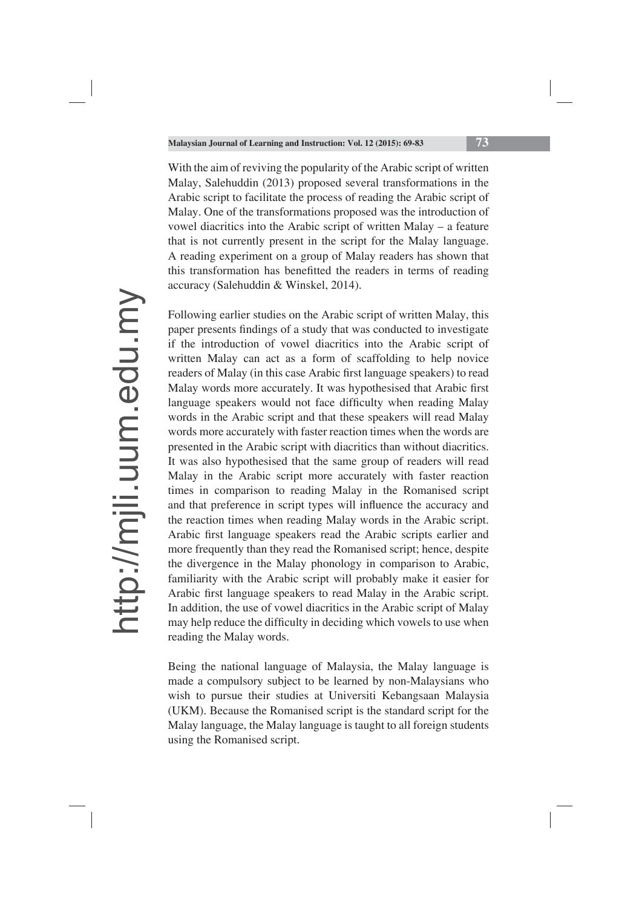With the aim of reviving the popularity of the Arabic script of written Malay, Salehuddin (2013) proposed several transformations in the Arabic script to facilitate the process of reading the Arabic script of Malay. One of the transformations proposed was the introduction of vowel diacritics into the Arabic script of written Malay – a feature that is not currently present in the script for the Malay language. A reading experiment on a group of Malay readers has shown that this transformation has benefitted the readers in terms of reading accuracy (Salehuddin & Winskel, 2014).

Following earlier studies on the Arabic script of written Malay, this paper presents findings of a study that was conducted to investigate if the introduction of vowel diacritics into the Arabic script of written Malay can act as a form of scaffolding to help novice readers of Malay (in this case Arabic first language speakers) to read Malay words more accurately. It was hypothesised that Arabic first language speakers would not face difficulty when reading Malay words in the Arabic script and that these speakers will read Malay words more accurately with faster reaction times when the words are presented in the Arabic script with diacritics than without diacritics. It was also hypothesised that the same group of readers will read Malay in the Arabic script more accurately with faster reaction times in comparison to reading Malay in the Romanised script and that preference in script types will influence the accuracy and the reaction times when reading Malay words in the Arabic script. Arabic first language speakers read the Arabic scripts earlier and more frequently than they read the Romanised script; hence, despite the divergence in the Malay phonology in comparison to Arabic, familiarity with the Arabic script will probably make it easier for Arabic first language speakers to read Malay in the Arabic script. In addition, the use of vowel diacritics in the Arabic script of Malay may help reduce the difficulty in deciding which vowels to use when reading the Malay words.

Being the national language of Malaysia, the Malay language is made a compulsory subject to be learned by non-Malaysians who wish to pursue their studies at Universiti Kebangsaan Malaysia (UKM). Because the Romanised script is the standard script for the Malay language, the Malay language is taught to all foreign students using the Romanised script.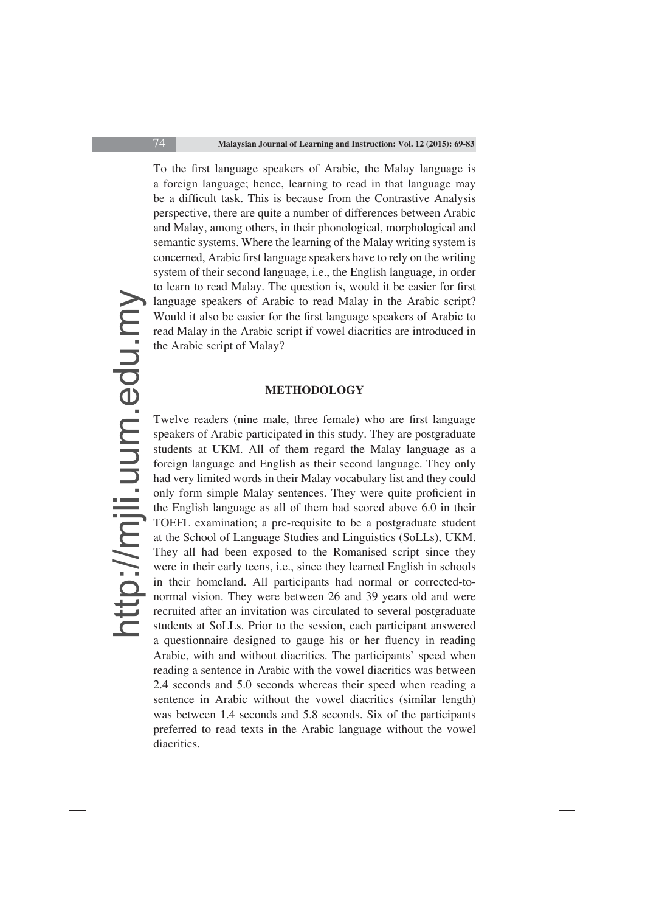To the first language speakers of Arabic, the Malay language is a foreign language; hence, learning to read in that language may be a difficult task. This is because from the Contrastive Analysis perspective, there are quite a number of differences between Arabic and Malay, among others, in their phonological, morphological and semantic systems. Where the learning of the Malay writing system is concerned, Arabic first language speakers have to rely on the writing system of their second language, i.e., the English language, in order to learn to read Malay. The question is, would it be easier for first language speakers of Arabic to read Malay in the Arabic script? Would it also be easier for the first language speakers of Arabic to read Malay in the Arabic script if vowel diacritics are introduced in the Arabic script of Malay?

## METHODOLOGY

Twelve readers (nine male, three female) who are first language speakers of Arabic participated in this study. They are postgraduate students at UKM. All of them regard the Malay language as a foreign language and English as their second language. They only had very limited words in their Malay vocabulary list and they could only form simple Malay sentences. They were quite proficient in the English language as all of them had scored above 6.0 in their TOEFL examination; a pre-requisite to be a postgraduate student at the School of Language Studies and Linguistics (SoLLs), UKM. They all had been exposed to the Romanised script since they were in their early teens, i.e., since they learned English in schools in their homeland. All participants had normal or corrected-to-normal vision. They were between 26 and 39 years old and were recruited after an invitation was circulated to several postgraduate students at SoLLs. Prior to the session, each participant answered a questionnaire designed to gauge his or her fluency in reading Arabic, with and without diacritics. The participants' speed when reading a sentence in Arabic with the vowel diacritics was between 2.4 seconds and 5.0 seconds whereas their speed when reading a sentence in Arabic without the vowel diacritics (similar length) was between 1.4 seconds and 5.8 seconds. Six of the participants preferred to read texts in the Arabic language without the vowel diacritics.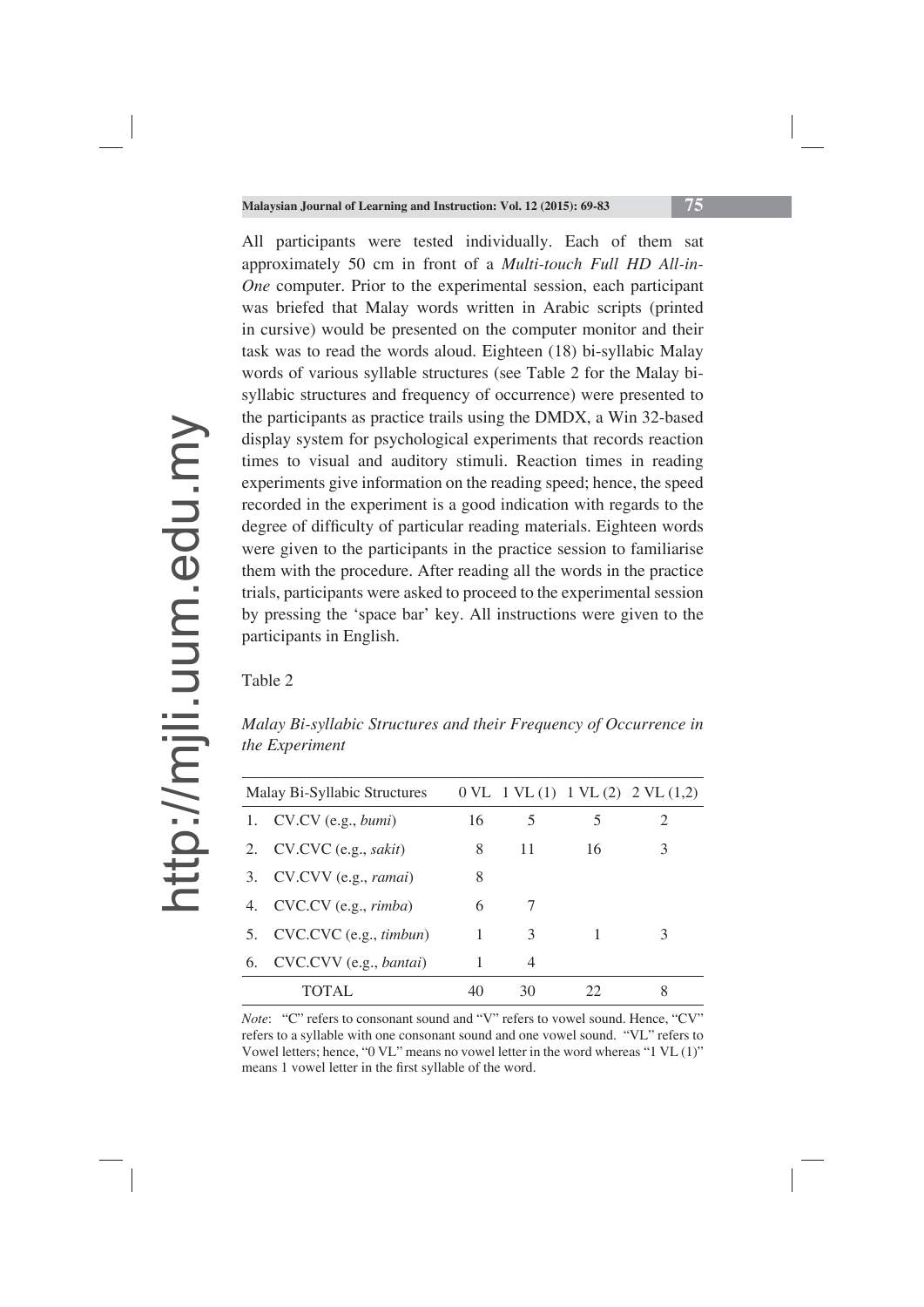All participants were tested individually. Each of them sat approximately 50 cm in front of a *Multi-touch Full HD All-in-One* computer. Prior to the experimental session, each participant was briefed that Malay words written in Arabic scripts (printed in cursive) would be presented on the computer monitor and their task was to read the words aloud. Eighteen (18) bi-syllabic Malay words of various syllable structures (see Table 2 for the Malay bi-syllabic structures and frequency of occurrence) were presented to the participants as practice trails using the DMDX, a Win 32-based display system for psychological experiments that records reaction times to visual and auditory stimuli. Reaction times in reading experiments give information on the reading speed; hence, the speed recorded in the experiment is a good indication with regards to the degree of difficulty of particular reading materials. Eighteen words were given to the participants in the practice session to familiarise them with the procedure. After reading all the words in the practice trials, participants were asked to proceed to the experimental session by pressing the 'space bar' key. All instructions were given to the participants in English.

Table 2

*Malay Bi-syllabic Structures and their Frequency of Occurrence in the Experiment*

| Malay Bi-Syllabic Structures | 0 VL | 1 VL (1) | 1 VL (2) | 2 VL (1,2) |
|---|---|---|---|---|
| 1. CV.CV (e.g., *bumi*) | 16 | 5 | 5 | 2 |
| 2. CV.CVC (e.g., *sakit*) | 8 | 11 | 16 | 3 |
| 3. CV.CVV (e.g., *ramai*) | 8 | | | |
| 4. CVC.CV (e.g., *rimba*) | 6 | 7 | | |
| 5. CVC.CVC (e.g., *timbun*) | 1 | 3 | 1 | 3 |
| 6. CVC.CVV (e.g., *bantai*) | 1 | 4 | | |
| TOTAL | 40 | 30 | 22 | 8 |

*Note*: "C" refers to consonant sound and "V" refers to vowel sound. Hence, "CV" refers to a syllable with one consonant sound and one vowel sound. "VL" refers to Vowel letters; hence, "0 VL" means no vowel letter in the word whereas "1 VL (1)" means 1 vowel letter in the first syllable of the word.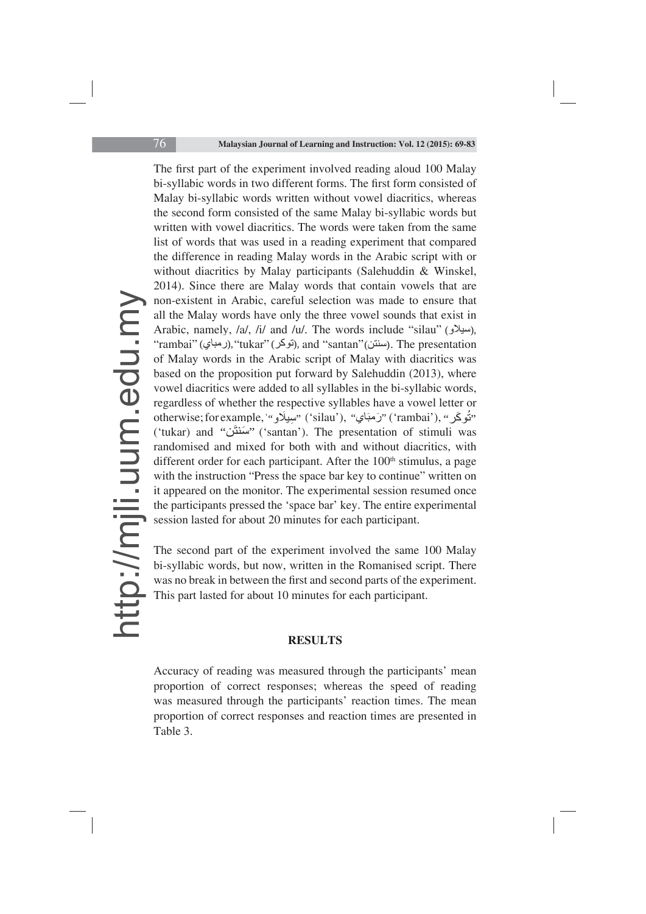The first part of the experiment involved reading aloud 100 Malay bi-syllabic words in two different forms. The first form consisted of Malay bi-syllabic words written without vowel diacritics, whereas the second form consisted of the same Malay bi-syllabic words but written with vowel diacritics. The words were taken from the same list of words that was used in a reading experiment that compared the difference in reading Malay words in the Arabic script with or without diacritics by Malay participants (Salehuddin & Winskel, 2014). Since there are Malay words that contain vowels that are non-existent in Arabic, careful selection was made to ensure that all the Malay words have only the three vowel sounds that exist in Arabic, namely, /a/, /i/ and /u/. The words include "silau" (سيلاو), "rambai" (رمباي), "tukar" (توكر), and "santan" (سنتن). The presentation of Malay words in the Arabic script of Malay with diacritics was based on the proposition put forward by Salehuddin (2013), where vowel diacritics were added to all syllables in the bi-syllabic words, regardless of whether the respective syllables have a vowel letter or otherwise; for example, "سِيلَاو" ('silau'), "رَمبَاي" ('rambai'), "تُوكَر" ('tukar) and "سَنتَن" ('santan'). The presentation of stimuli was randomised and mixed for both with and without diacritics, with different order for each participant. After the 100th stimulus, a page with the instruction "Press the space bar key to continue" written on it appeared on the monitor. The experimental session resumed once the participants pressed the 'space bar' key. The entire experimental session lasted for about 20 minutes for each participant.

The second part of the experiment involved the same 100 Malay bi-syllabic words, but now, written in the Romanised script. There was no break in between the first and second parts of the experiment. This part lasted for about 10 minutes for each participant.

## RESULTS

Accuracy of reading was measured through the participants' mean proportion of correct responses; whereas the speed of reading was measured through the participants' reaction times. The mean proportion of correct responses and reaction times are presented in Table 3.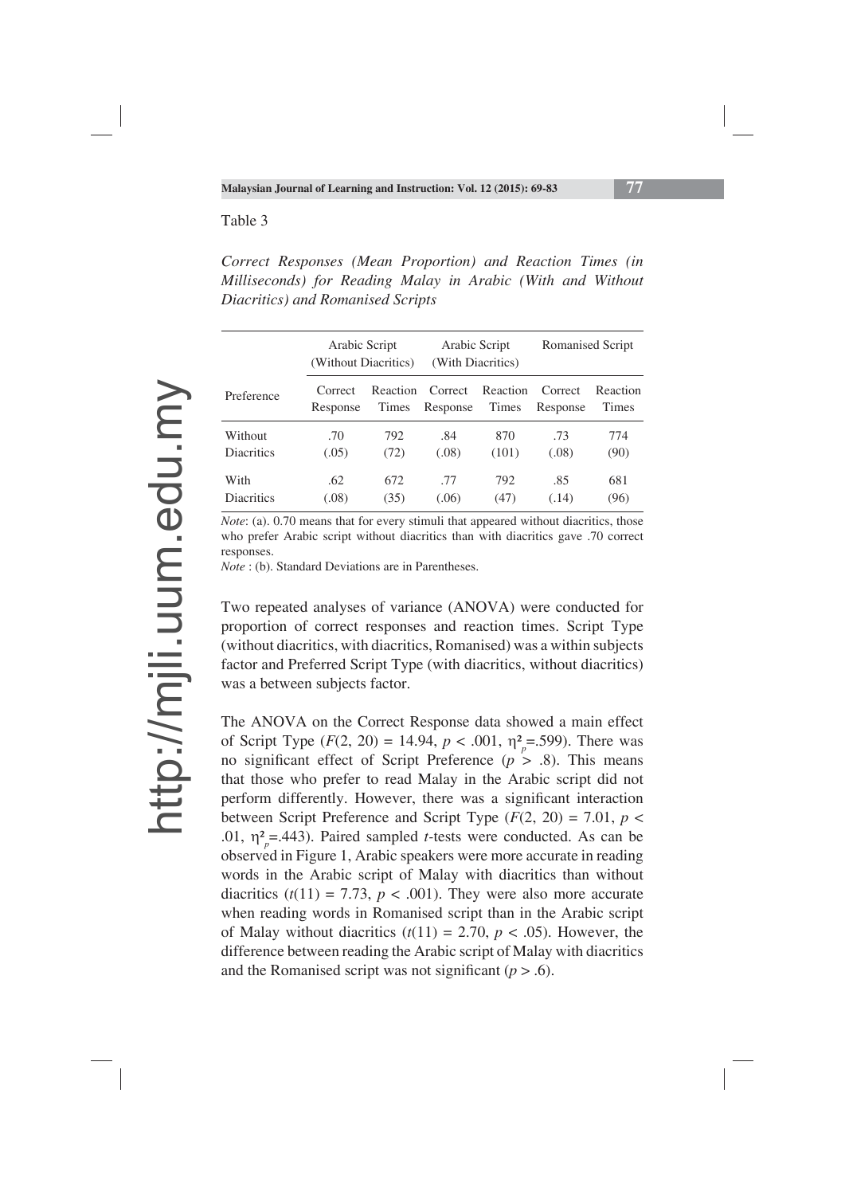Table 3

*Correct Responses (Mean Proportion) and Reaction Times (in Milliseconds) for Reading Malay in Arabic (With and Without Diacritics) and Romanised Scripts*

| | Arabic Script (Without Diacritics) | | Arabic Script (With Diacritics) | | Romanised Script | |
|---|---|---|---|---|---|---|
| Preference | Correct Response | Reaction Times | Correct Response | Reaction Times | Correct Response | Reaction Times |
| Without Diacritics | .70 (.05) | 792 (72) | .84 (.08) | 870 (101) | .73 (.08) | 774 (90) |
| With Diacritics | .62 (.08) | 672 (35) | .77 (.06) | 792 (47) | .85 (.14) | 681 (96) |

*Note*: (a). 0.70 means that for every stimuli that appeared without diacritics, those who prefer Arabic script without diacritics than with diacritics gave .70 correct responses.

*Note* : (b). Standard Deviations are in Parentheses.

Two repeated analyses of variance (ANOVA) were conducted for proportion of correct responses and reaction times. Script Type (without diacritics, with diacritics, Romanised) was a within subjects factor and Preferred Script Type (with diacritics, without diacritics) was a between subjects factor.

The ANOVA on the Correct Response data showed a main effect of Script Type ($F(2, 20) = 14.94$, $p < .001$, $\eta^2_p = .599$). There was no significant effect of Script Preference ($p > .8$). This means that those who prefer to read Malay in the Arabic script did not perform differently. However, there was a significant interaction between Script Preference and Script Type ($F(2, 20) = 7.01$, $p < .01$, $\eta^2_p = .443$). Paired sampled *t*-tests were conducted. As can be observed in Figure 1, Arabic speakers were more accurate in reading words in the Arabic script of Malay with diacritics than without diacritics ($t(11) = 7.73$, $p < .001$). They were also more accurate when reading words in Romanised script than in the Arabic script of Malay without diacritics ($t(11) = 2.70$, $p < .05$). However, the difference between reading the Arabic script of Malay with diacritics and the Romanised script was not significant ($p > .6$).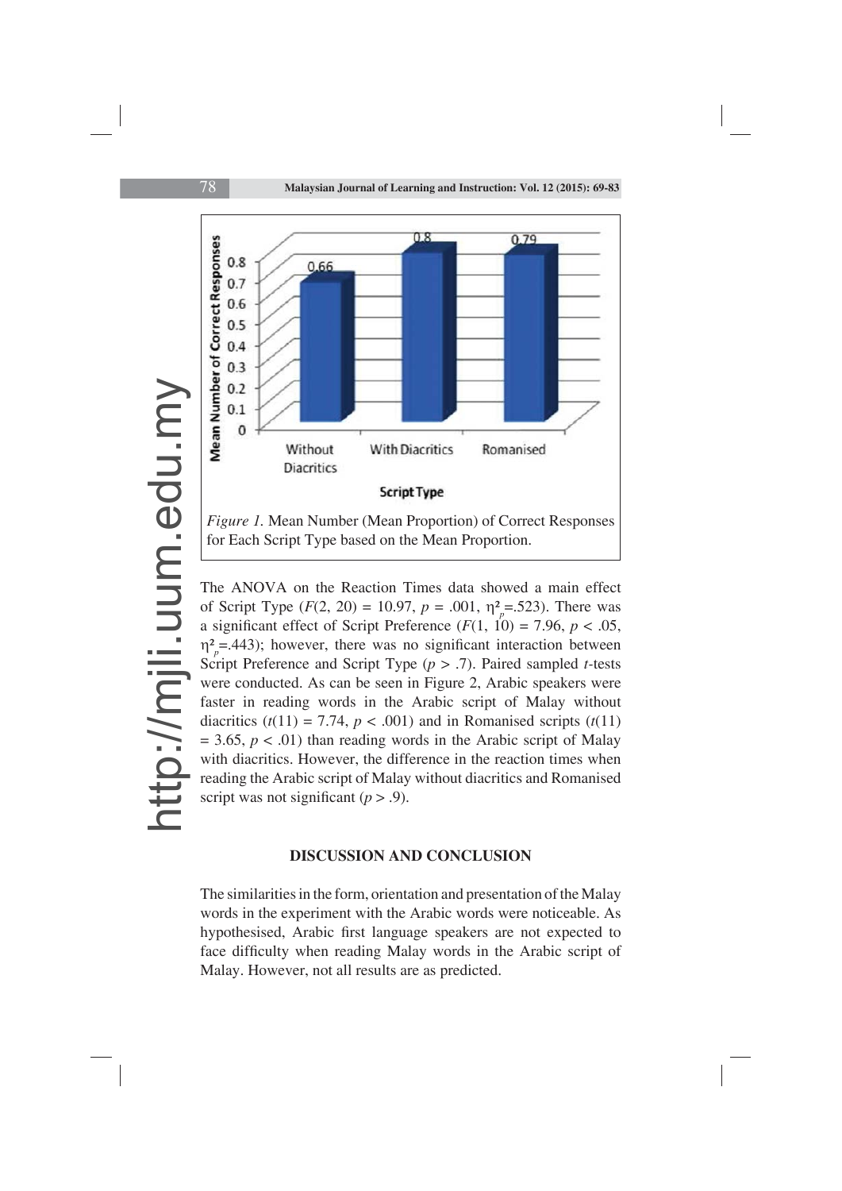*Figure 1.* Mean Number (Mean Proportion) of Correct Responses for Each Script Type based on the Mean Proportion.

The ANOVA on the Reaction Times data showed a main effect of Script Type ($F(2, 20) = 10.97$, $p = .001$, $\eta^2_p = .523$). There was a significant effect of Script Preference ($F(1, 10) = 7.96$, $p < .05$, $\eta^2_p = .443$); however, there was no significant interaction between Script Preference and Script Type ($p > .7$). Paired sampled *t*-tests were conducted. As can be seen in Figure 2, Arabic speakers were faster in reading words in the Arabic script of Malay without diacritics ($t(11) = 7.74$, $p < .001$) and in Romanised scripts ($t(11) = 3.65$, $p < .01$) than reading words in the Arabic script of Malay with diacritics. However, the difference in the reaction times when reading the Arabic script of Malay without diacritics and Romanised script was not significant ($p > .9$).

## DISCUSSION AND CONCLUSION

The similarities in the form, orientation and presentation of the Malay words in the experiment with the Arabic words were noticeable. As hypothesised, Arabic first language speakers are not expected to face difficulty when reading Malay words in the Arabic script of Malay. However, not all results are as predicted.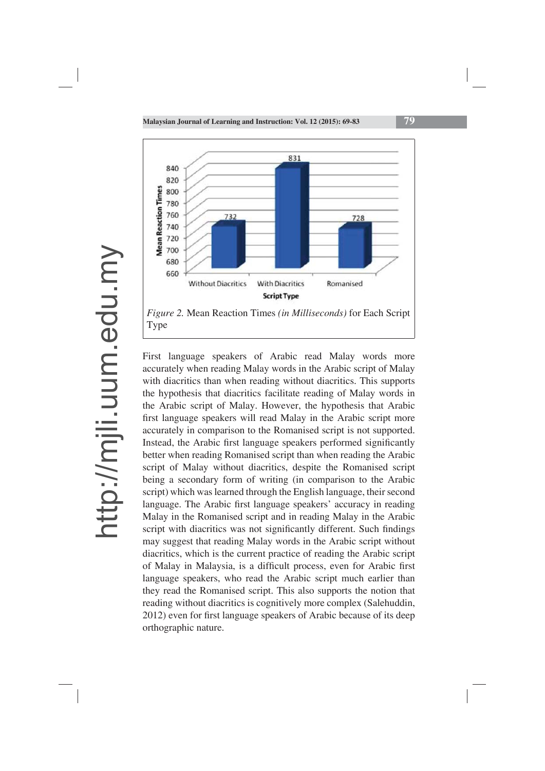Figure 2. *Mean Reaction Times (in Milliseconds)* for Each Script Type

First language speakers of Arabic read Malay words more accurately when reading Malay words in the Arabic script of Malay with diacritics than when reading without diacritics. This supports the hypothesis that diacritics facilitate reading of Malay words in the Arabic script of Malay. However, the hypothesis that Arabic first language speakers will read Malay in the Arabic script more accurately in comparison to the Romanised script is not supported. Instead, the Arabic first language speakers performed significantly better when reading Romanised script than when reading the Arabic script of Malay without diacritics, despite the Romanised script being a secondary form of writing (in comparison to the Arabic script) which was learned through the English language, their second language. The Arabic first language speakers' accuracy in reading Malay in the Romanised script and in reading Malay in the Arabic script with diacritics was not significantly different. Such findings may suggest that reading Malay words in the Arabic script without diacritics, which is the current practice of reading the Arabic script of Malay in Malaysia, is a difficult process, even for Arabic first language speakers, who read the Arabic script much earlier than they read the Romanised script. This also supports the notion that reading without diacritics is cognitively more complex (Salehuddin, 2012) even for first language speakers of Arabic because of its deep orthographic nature.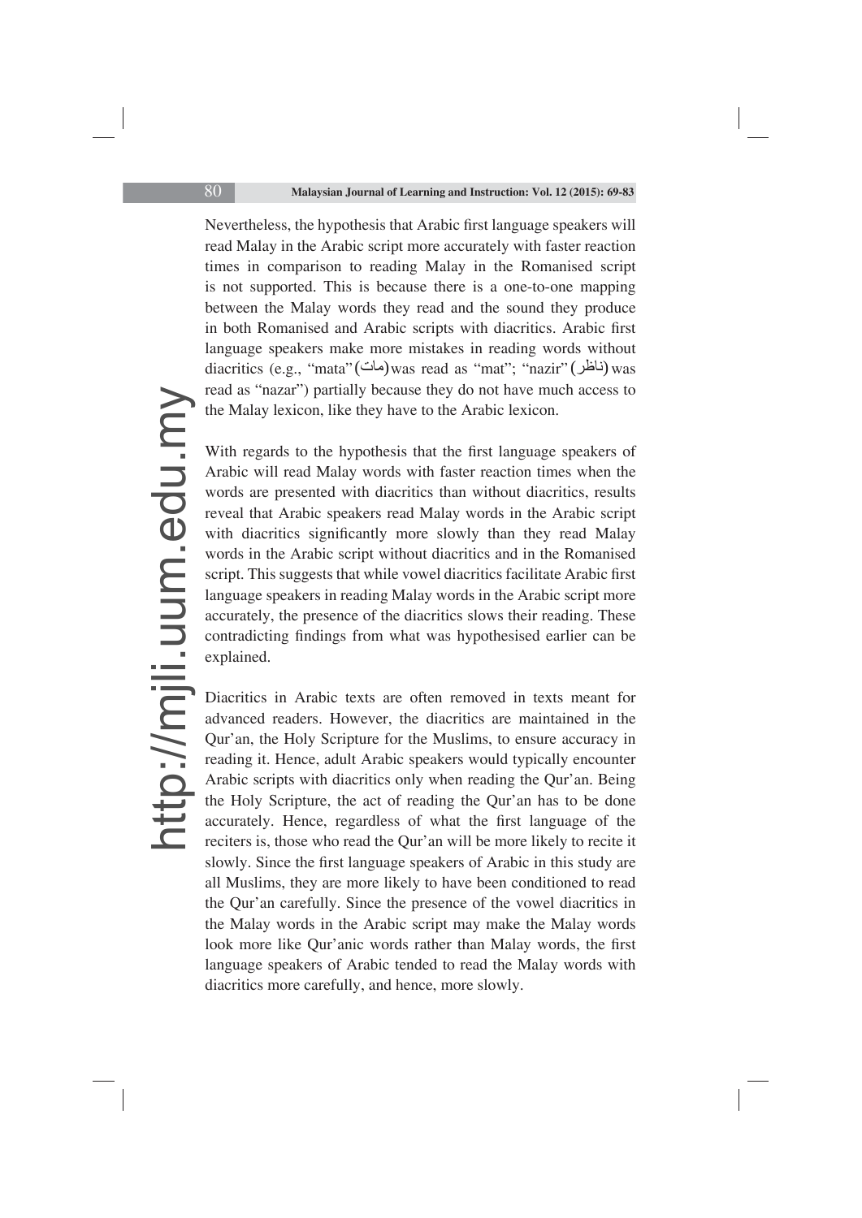Nevertheless, the hypothesis that Arabic first language speakers will read Malay in the Arabic script more accurately with faster reaction times in comparison to reading Malay in the Romanised script is not supported. This is because there is a one-to-one mapping between the Malay words they read and the sound they produce in both Romanised and Arabic scripts with diacritics. Arabic first language speakers make more mistakes in reading words without diacritics (e.g., "mata" (مات) was read as "mat"; "nazir" (ناظر) was read as "nazar") partially because they do not have much access to the Malay lexicon, like they have to the Arabic lexicon.

With regards to the hypothesis that the first language speakers of Arabic will read Malay words with faster reaction times when the words are presented with diacritics than without diacritics, results reveal that Arabic speakers read Malay words in the Arabic script with diacritics significantly more slowly than they read Malay words in the Arabic script without diacritics and in the Romanised script. This suggests that while vowel diacritics facilitate Arabic first language speakers in reading Malay words in the Arabic script more accurately, the presence of the diacritics slows their reading. These contradicting findings from what was hypothesised earlier can be explained.

Diacritics in Arabic texts are often removed in texts meant for advanced readers. However, the diacritics are maintained in the Qur'an, the Holy Scripture for the Muslims, to ensure accuracy in reading it. Hence, adult Arabic speakers would typically encounter Arabic scripts with diacritics only when reading the Qur'an. Being the Holy Scripture, the act of reading the Qur'an has to be done accurately. Hence, regardless of what the first language of the reciters is, those who read the Qur'an will be more likely to recite it slowly. Since the first language speakers of Arabic in this study are all Muslims, they are more likely to have been conditioned to read the Qur'an carefully. Since the presence of the vowel diacritics in the Malay words in the Arabic script may make the Malay words look more like Qur'anic words rather than Malay words, the first language speakers of Arabic tended to read the Malay words with diacritics more carefully, and hence, more slowly.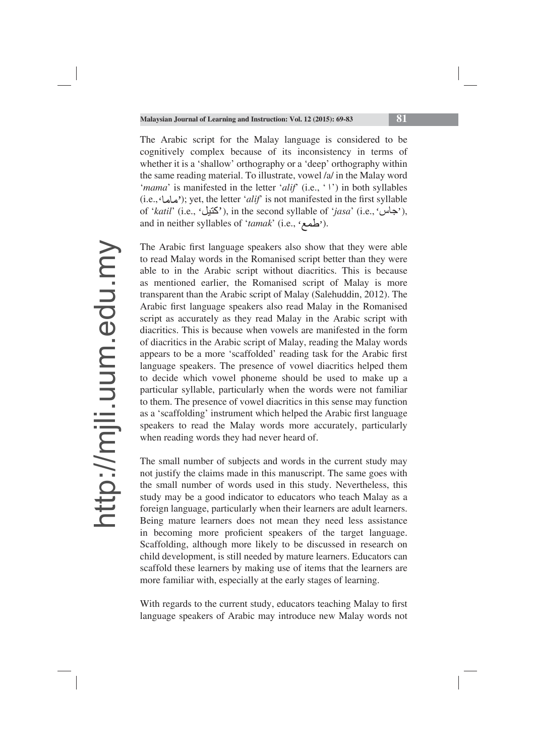The Arabic script for the Malay language is considered to be cognitively complex because of its inconsistency in terms of whether it is a 'shallow' orthography or a 'deep' orthography within the same reading material. To illustrate, vowel /a/ in the Malay word '*mama*' is manifested in the letter '*alif*' (i.e., 'ا') in both syllables (i.e.,'ماما'); yet, the letter '*alif*' is not manifested in the first syllable of '*katil*' (i.e., 'كتيل'), in the second syllable of '*jasa*' (i.e., 'جاس'), and in neither syllables of '*tamak*' (i.e., 'طمع').

The Arabic first language speakers also show that they were able to read Malay words in the Romanised script better than they were able to in the Arabic script without diacritics. This is because as mentioned earlier, the Romanised script of Malay is more transparent than the Arabic script of Malay (Salehuddin, 2012). The Arabic first language speakers also read Malay in the Romanised script as accurately as they read Malay in the Arabic script with diacritics. This is because when vowels are manifested in the form of diacritics in the Arabic script of Malay, reading the Malay words appears to be a more 'scaffolded' reading task for the Arabic first language speakers. The presence of vowel diacritics helped them to decide which vowel phoneme should be used to make up a particular syllable, particularly when the words were not familiar to them. The presence of vowel diacritics in this sense may function as a 'scaffolding' instrument which helped the Arabic first language speakers to read the Malay words more accurately, particularly when reading words they had never heard of.

The small number of subjects and words in the current study may not justify the claims made in this manuscript. The same goes with the small number of words used in this study. Nevertheless, this study may be a good indicator to educators who teach Malay as a foreign language, particularly when their learners are adult learners. Being mature learners does not mean they need less assistance in becoming more proficient speakers of the target language. Scaffolding, although more likely to be discussed in research on child development, is still needed by mature learners. Educators can scaffold these learners by making use of items that the learners are more familiar with, especially at the early stages of learning.

With regards to the current study, educators teaching Malay to first language speakers of Arabic may introduce new Malay words not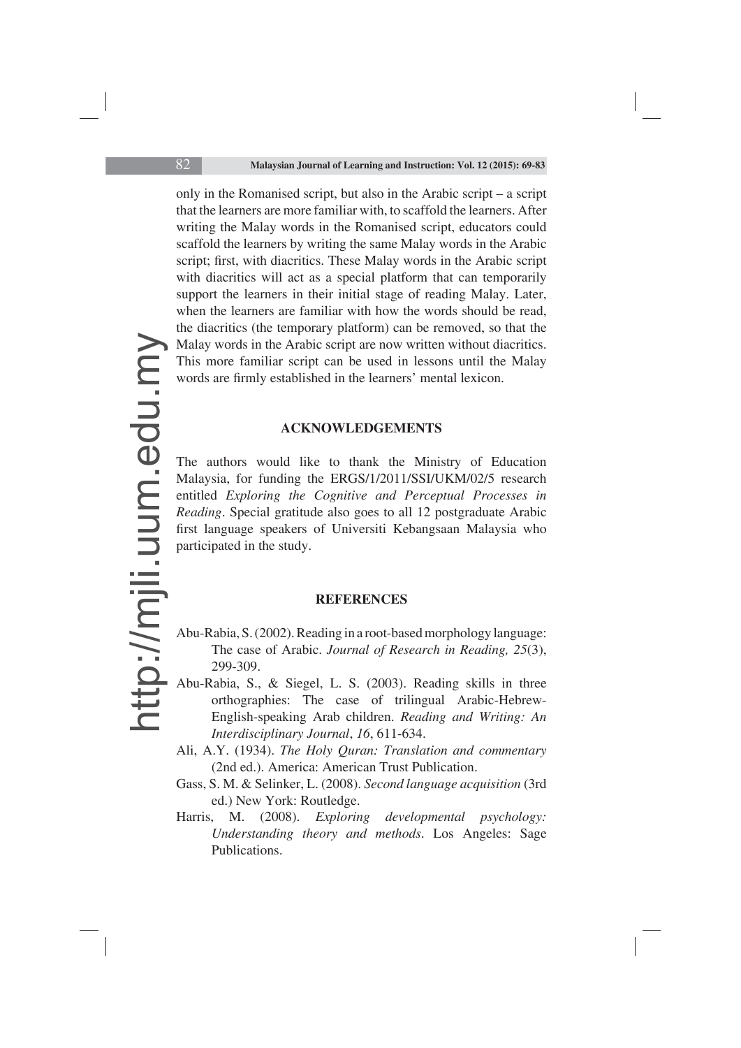only in the Romanised script, but also in the Arabic script – a script that the learners are more familiar with, to scaffold the learners. After writing the Malay words in the Romanised script, educators could scaffold the learners by writing the same Malay words in the Arabic script; first, with diacritics. These Malay words in the Arabic script with diacritics will act as a special platform that can temporarily support the learners in their initial stage of reading Malay. Later, when the learners are familiar with how the words should be read, the diacritics (the temporary platform) can be removed, so that the Malay words in the Arabic script are now written without diacritics. This more familiar script can be used in lessons until the Malay words are firmly established in the learners' mental lexicon.

## ACKNOWLEDGEMENTS

The authors would like to thank the Ministry of Education Malaysia, for funding the ERGS/1/2011/SSI/UKM/02/5 research entitled *Exploring the Cognitive and Perceptual Processes in Reading*. Special gratitude also goes to all 12 postgraduate Arabic first language speakers of Universiti Kebangsaan Malaysia who participated in the study.

## REFERENCES

Abu-Rabia, S. (2002). Reading in a root-based morphology language: The case of Arabic. *Journal of Research in Reading, 25*(3), 299-309.

Abu-Rabia, S., & Siegel, L. S. (2003). Reading skills in three orthographies: The case of trilingual Arabic-Hebrew-English-speaking Arab children. *Reading and Writing: An Interdisciplinary Journal*, *16*, 611-634.

Ali, A.Y. (1934). *The Holy Quran: Translation and commentary* (2nd ed.). America: American Trust Publication.

Gass, S. M. & Selinker, L. (2008). *Second language acquisition* (3rd ed.) New York: Routledge.

Harris, M. (2008). *Exploring developmental psychology: Understanding theory and methods*. Los Angeles: Sage Publications.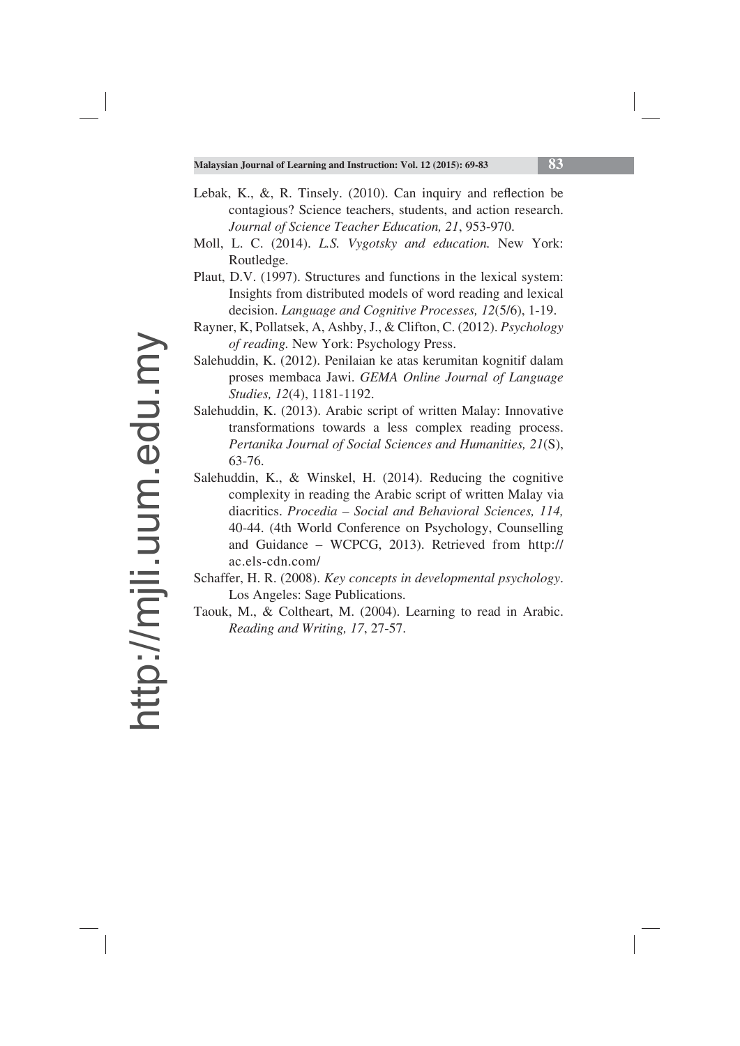Lebak, K., &, R. Tinsely. (2010). Can inquiry and reflection be contagious? Science teachers, students, and action research. *Journal of Science Teacher Education, 21*, 953-970.

Moll, L. C. (2014). *L.S. Vygotsky and education.* New York: Routledge.

Plaut, D.V. (1997). Structures and functions in the lexical system: Insights from distributed models of word reading and lexical decision. *Language and Cognitive Processes, 12*(5/6), 1-19.

Rayner, K, Pollatsek, A, Ashby, J., & Clifton, C. (2012). *Psychology of reading.* New York: Psychology Press.

Salehuddin, K. (2012). Penilaian ke atas kerumitan kognitif dalam proses membaca Jawi. *GEMA Online Journal of Language Studies, 12*(4), 1181-1192.

Salehuddin, K. (2013). Arabic script of written Malay: Innovative transformations towards a less complex reading process. *Pertanika Journal of Social Sciences and Humanities, 21*(S), 63-76.

Salehuddin, K., & Winskel, H. (2014). Reducing the cognitive complexity in reading the Arabic script of written Malay via diacritics. *Procedia – Social and Behavioral Sciences, 114,* 40-44. (4th World Conference on Psychology, Counselling and Guidance – WCPCG, 2013). Retrieved from http://ac.els-cdn.com/

Schaffer, H. R. (2008). *Key concepts in developmental psychology*. Los Angeles: Sage Publications.

Taouk, M., & Coltheart, M. (2004). Learning to read in Arabic. *Reading and Writing, 17*, 27-57.